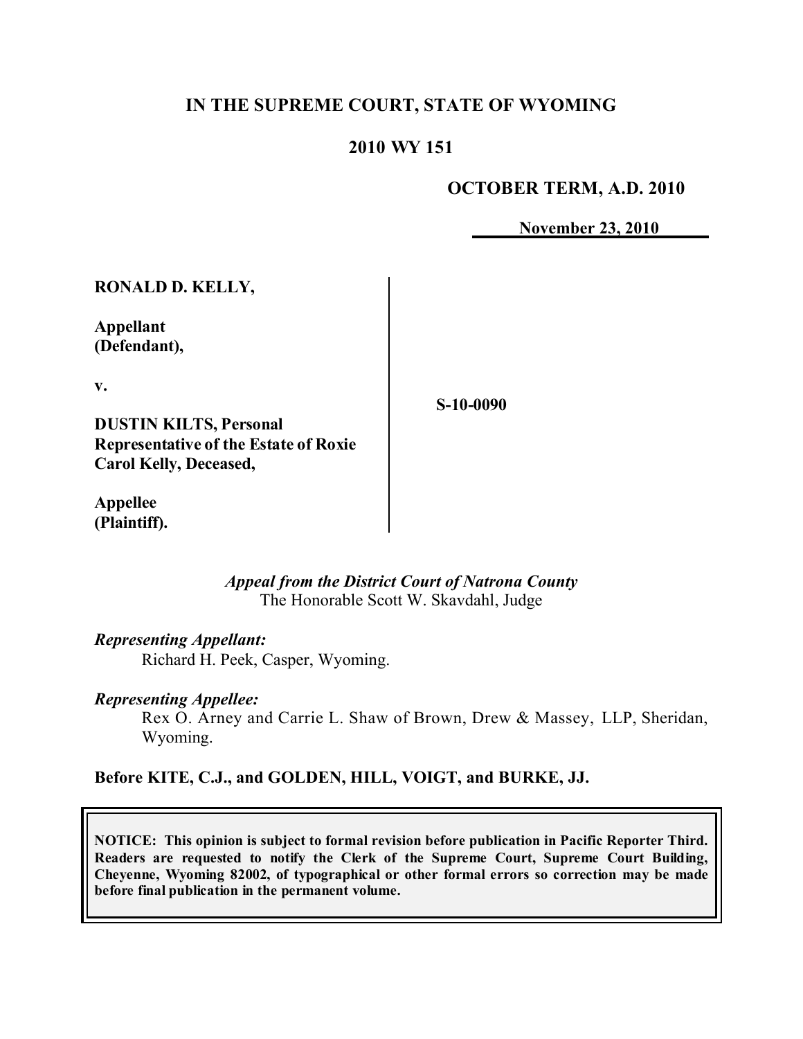# IN THE SUPREME COURT, STATE OF WYOMING

## 2010 WY 151

**OCTOBER TERM, A.D. 2010**

**November 23, 2010**

**RONALD D. KELLY,**

**Appellant (Defendant),**

**v.**

**DUSTIN KILTS, Personal Representative of the Estate of Roxie Carol Kelly, Deceased,**

**Appellee (Plaintiff).**

**S-10-0090**

*Appeal from the District Court of Natrona County*
The Honorable Scott W. Skavdahl, Judge

*Representing Appellant:*
Richard H. Peek, Casper, Wyoming.

*Representing Appellee:*
Rex O. Arney and Carrie L. Shaw of Brown, Drew & Massey, LLP, Sheridan, Wyoming.

**Before KITE, C.J., and GOLDEN, HILL, VOIGT, and BURKE, JJ.**

**NOTICE: This opinion is subject to formal revision before publication in Pacific Reporter Third. Readers are requested to notify the Clerk of the Supreme Court, Supreme Court Building, Cheyenne, Wyoming 82002, of typographical or other formal errors so correction may be made before final publication in the permanent volume.**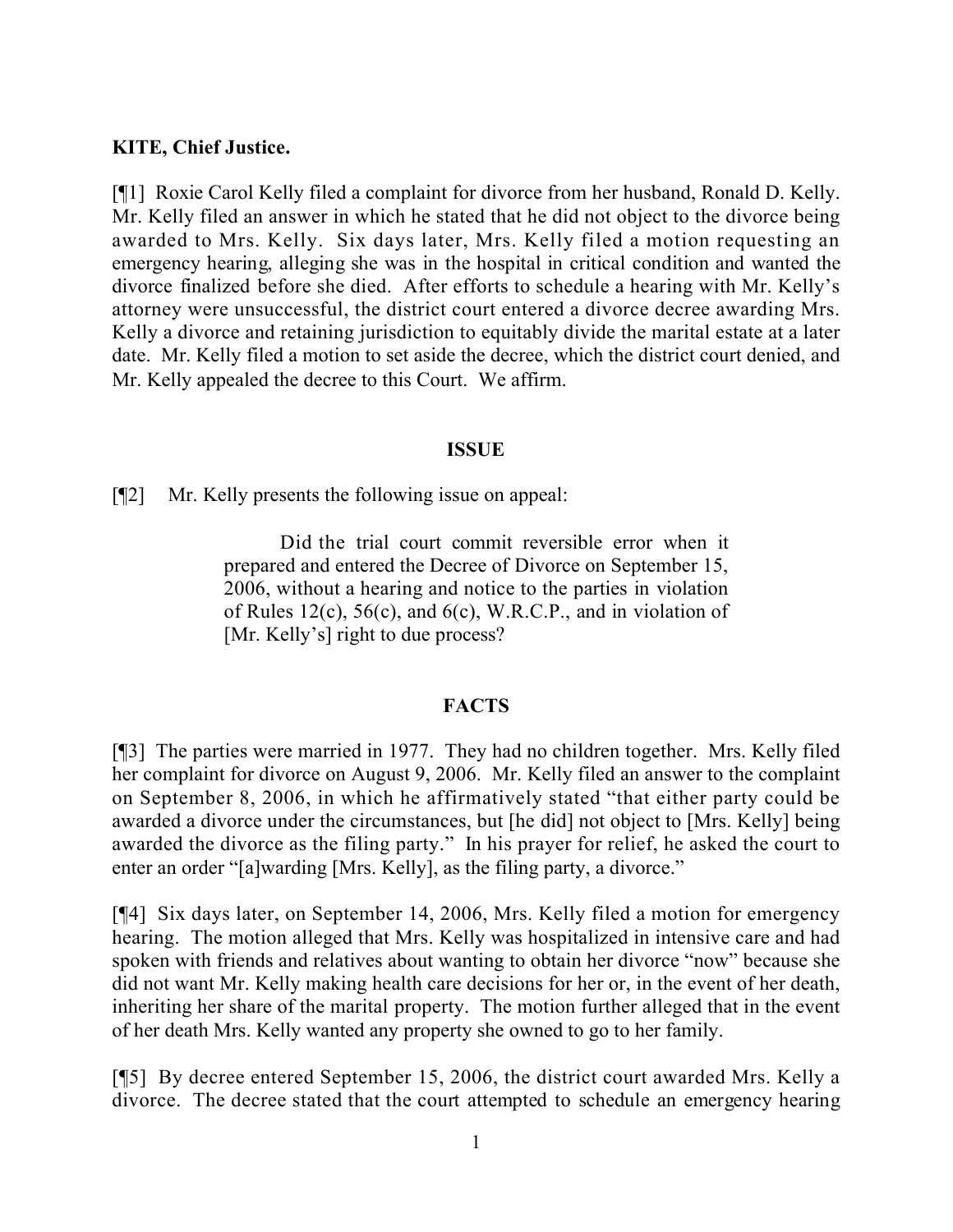**KITE, Chief Justice.**

[¶1] Roxie Carol Kelly filed a complaint for divorce from her husband, Ronald D. Kelly. Mr. Kelly filed an answer in which he stated that he did not object to the divorce being awarded to Mrs. Kelly. Six days later, Mrs. Kelly filed a motion requesting an emergency hearing, alleging she was in the hospital in critical condition and wanted the divorce finalized before she died. After efforts to schedule a hearing with Mr. Kelly's attorney were unsuccessful, the district court entered a divorce decree awarding Mrs. Kelly a divorce and retaining jurisdiction to equitably divide the marital estate at a later date. Mr. Kelly filed a motion to set aside the decree, which the district court denied, and Mr. Kelly appealed the decree to this Court. We affirm.

## ISSUE

[¶2] Mr. Kelly presents the following issue on appeal:

> Did the trial court commit reversible error when it prepared and entered the Decree of Divorce on September 15, 2006, without a hearing and notice to the parties in violation of Rules 12(c), 56(c), and 6(c), W.R.C.P., and in violation of [Mr. Kelly's] right to due process?

## FACTS

[¶3] The parties were married in 1977. They had no children together. Mrs. Kelly filed her complaint for divorce on August 9, 2006. Mr. Kelly filed an answer to the complaint on September 8, 2006, in which he affirmatively stated "that either party could be awarded a divorce under the circumstances, but [he did] not object to [Mrs. Kelly] being awarded the divorce as the filing party." In his prayer for relief, he asked the court to enter an order "[a]warding [Mrs. Kelly], as the filing party, a divorce."

[¶4] Six days later, on September 14, 2006, Mrs. Kelly filed a motion for emergency hearing. The motion alleged that Mrs. Kelly was hospitalized in intensive care and had spoken with friends and relatives about wanting to obtain her divorce "now" because she did not want Mr. Kelly making health care decisions for her or, in the event of her death, inheriting her share of the marital property. The motion further alleged that in the event of her death Mrs. Kelly wanted any property she owned to go to her family.

[¶5] By decree entered September 15, 2006, the district court awarded Mrs. Kelly a divorce. The decree stated that the court attempted to schedule an emergency hearing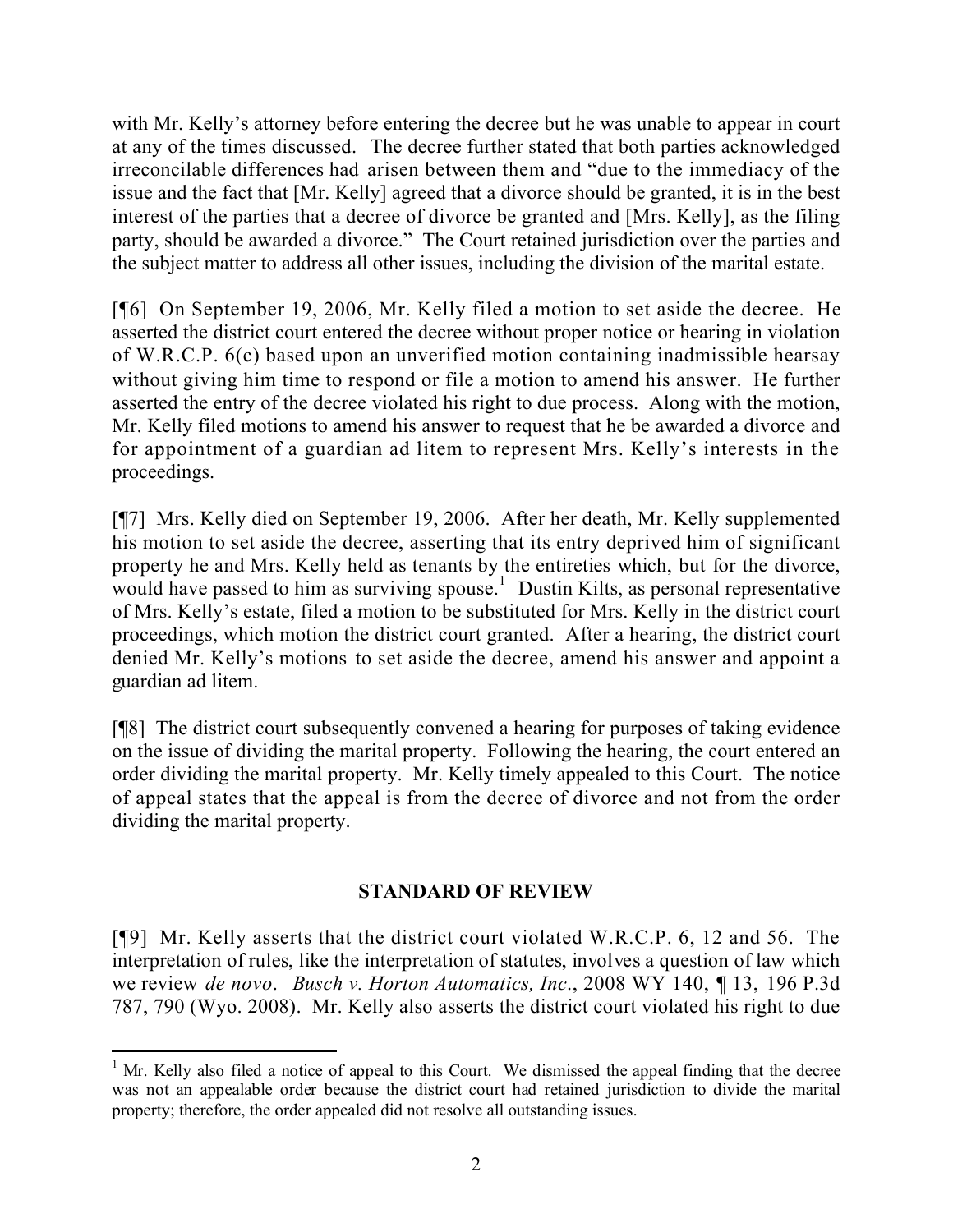with Mr. Kelly's attorney before entering the decree but he was unable to appear in court at any of the times discussed. The decree further stated that both parties acknowledged irreconcilable differences had arisen between them and "due to the immediacy of the issue and the fact that [Mr. Kelly] agreed that a divorce should be granted, it is in the best interest of the parties that a decree of divorce be granted and [Mrs. Kelly], as the filing party, should be awarded a divorce." The Court retained jurisdiction over the parties and the subject matter to address all other issues, including the division of the marital estate.

[¶6] On September 19, 2006, Mr. Kelly filed a motion to set aside the decree. He asserted the district court entered the decree without proper notice or hearing in violation of W.R.C.P. 6(c) based upon an unverified motion containing inadmissible hearsay without giving him time to respond or file a motion to amend his answer. He further asserted the entry of the decree violated his right to due process. Along with the motion, Mr. Kelly filed motions to amend his answer to request that he be awarded a divorce and for appointment of a guardian ad litem to represent Mrs. Kelly's interests in the proceedings.

[¶7] Mrs. Kelly died on September 19, 2006. After her death, Mr. Kelly supplemented his motion to set aside the decree, asserting that its entry deprived him of significant property he and Mrs. Kelly held as tenants by the entireties which, but for the divorce, would have passed to him as surviving spouse.[1] Dustin Kilts, as personal representative of Mrs. Kelly's estate, filed a motion to be substituted for Mrs. Kelly in the district court proceedings, which motion the district court granted. After a hearing, the district court denied Mr. Kelly's motions to set aside the decree, amend his answer and appoint a guardian ad litem.

[¶8] The district court subsequently convened a hearing for purposes of taking evidence on the issue of dividing the marital property. Following the hearing, the court entered an order dividing the marital property. Mr. Kelly timely appealed to this Court. The notice of appeal states that the appeal is from the decree of divorce and not from the order dividing the marital property.

## STANDARD OF REVIEW

[¶9] Mr. Kelly asserts that the district court violated W.R.C.P. 6, 12 and 56. The interpretation of rules, like the interpretation of statutes, involves a question of law which we review *de novo*. *Busch v. Horton Automatics, Inc.*, 2008 WY 140, ¶ 13, 196 P.3d 787, 790 (Wyo. 2008). Mr. Kelly also asserts the district court violated his right to due

---

[1] Mr. Kelly also filed a notice of appeal to this Court. We dismissed the appeal finding that the decree was not an appealable order because the district court had retained jurisdiction to divide the marital property; therefore, the order appealed did not resolve all outstanding issues.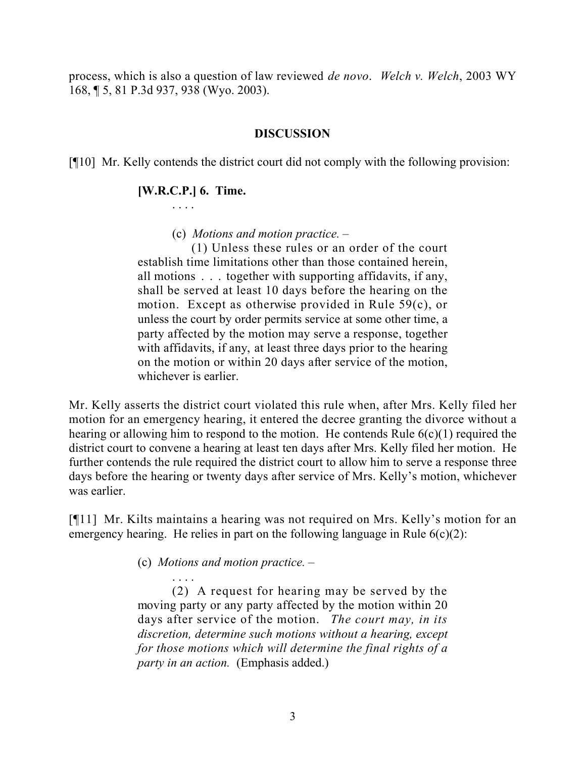process, which is also a question of law reviewed *de novo*. *Welch v. Welch*, 2003 WY 168, ¶ 5, 81 P.3d 937, 938 (Wyo. 2003).

## DISCUSSION

[¶10] Mr. Kelly contends the district court did not comply with the following provision:

> **[W.R.C.P.] 6. Time.**
>
> . . . .
>
> (c) *Motions and motion practice.* –
>
> (1) Unless these rules or an order of the court establish time limitations other than those contained herein, all motions . . . together with supporting affidavits, if any, shall be served at least 10 days before the hearing on the motion. Except as otherwise provided in Rule 59(c), or unless the court by order permits service at some other time, a party affected by the motion may serve a response, together with affidavits, if any, at least three days prior to the hearing on the motion or within 20 days after service of the motion, whichever is earlier.

Mr. Kelly asserts the district court violated this rule when, after Mrs. Kelly filed her motion for an emergency hearing, it entered the decree granting the divorce without a hearing or allowing him to respond to the motion. He contends Rule 6(c)(1) required the district court to convene a hearing at least ten days after Mrs. Kelly filed her motion. He further contends the rule required the district court to allow him to serve a response three days before the hearing or twenty days after service of Mrs. Kelly's motion, whichever was earlier.

[¶11] Mr. Kilts maintains a hearing was not required on Mrs. Kelly's motion for an emergency hearing. He relies in part on the following language in Rule 6(c)(2):

> (c) *Motions and motion practice.* –
>
> . . . .
>
> (2) A request for hearing may be served by the moving party or any party affected by the motion within 20 days after service of the motion. *The court may, in its discretion, determine such motions without a hearing, except for those motions which will determine the final rights of a party in an action.* (Emphasis added.)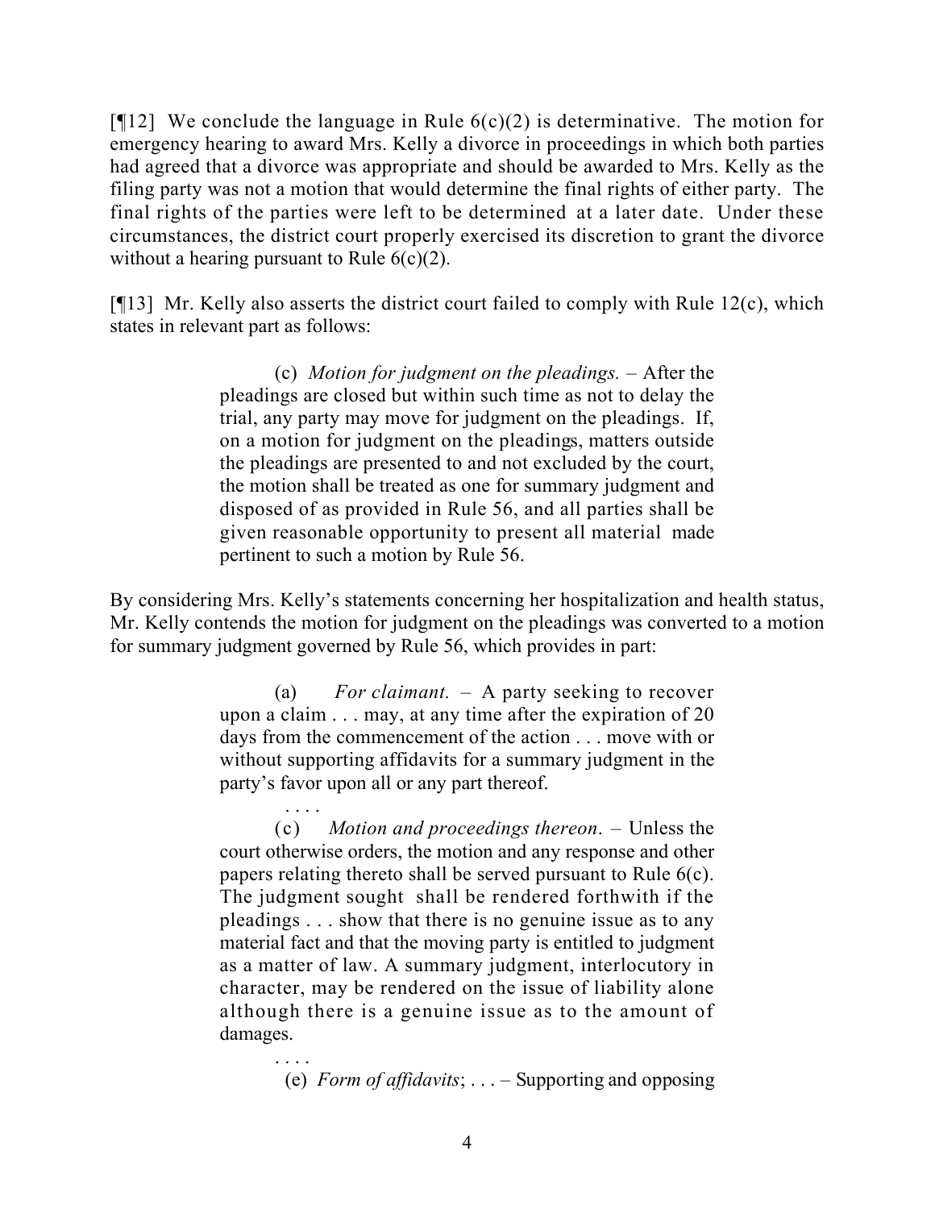[¶12] We conclude the language in Rule 6(c)(2) is determinative. The motion for emergency hearing to award Mrs. Kelly a divorce in proceedings in which both parties had agreed that a divorce was appropriate and should be awarded to Mrs. Kelly as the filing party was not a motion that would determine the final rights of either party. The final rights of the parties were left to be determined at a later date. Under these circumstances, the district court properly exercised its discretion to grant the divorce without a hearing pursuant to Rule 6(c)(2).

[¶13] Mr. Kelly also asserts the district court failed to comply with Rule 12(c), which states in relevant part as follows:

> (c) *Motion for judgment on the pleadings.* – After the pleadings are closed but within such time as not to delay the trial, any party may move for judgment on the pleadings. If, on a motion for judgment on the pleadings, matters outside the pleadings are presented to and not excluded by the court, the motion shall be treated as one for summary judgment and disposed of as provided in Rule 56, and all parties shall be given reasonable opportunity to present all material made pertinent to such a motion by Rule 56.

By considering Mrs. Kelly's statements concerning her hospitalization and health status, Mr. Kelly contends the motion for judgment on the pleadings was converted to a motion for summary judgment governed by Rule 56, which provides in part:

> (a) *For claimant.* – A party seeking to recover upon a claim . . . may, at any time after the expiration of 20 days from the commencement of the action . . . move with or without supporting affidavits for a summary judgment in the party's favor upon all or any part thereof.
>
> . . . .
>
> (c) *Motion and proceedings thereon*. – Unless the court otherwise orders, the motion and any response and other papers relating thereto shall be served pursuant to Rule 6(c). The judgment sought shall be rendered forthwith if the pleadings . . . show that there is no genuine issue as to any material fact and that the moving party is entitled to judgment as a matter of law. A summary judgment, interlocutory in character, may be rendered on the issue of liability alone although there is a genuine issue as to the amount of damages.
>
> . . . .
>
> (e) *Form of affidavits*; . . . – Supporting and opposing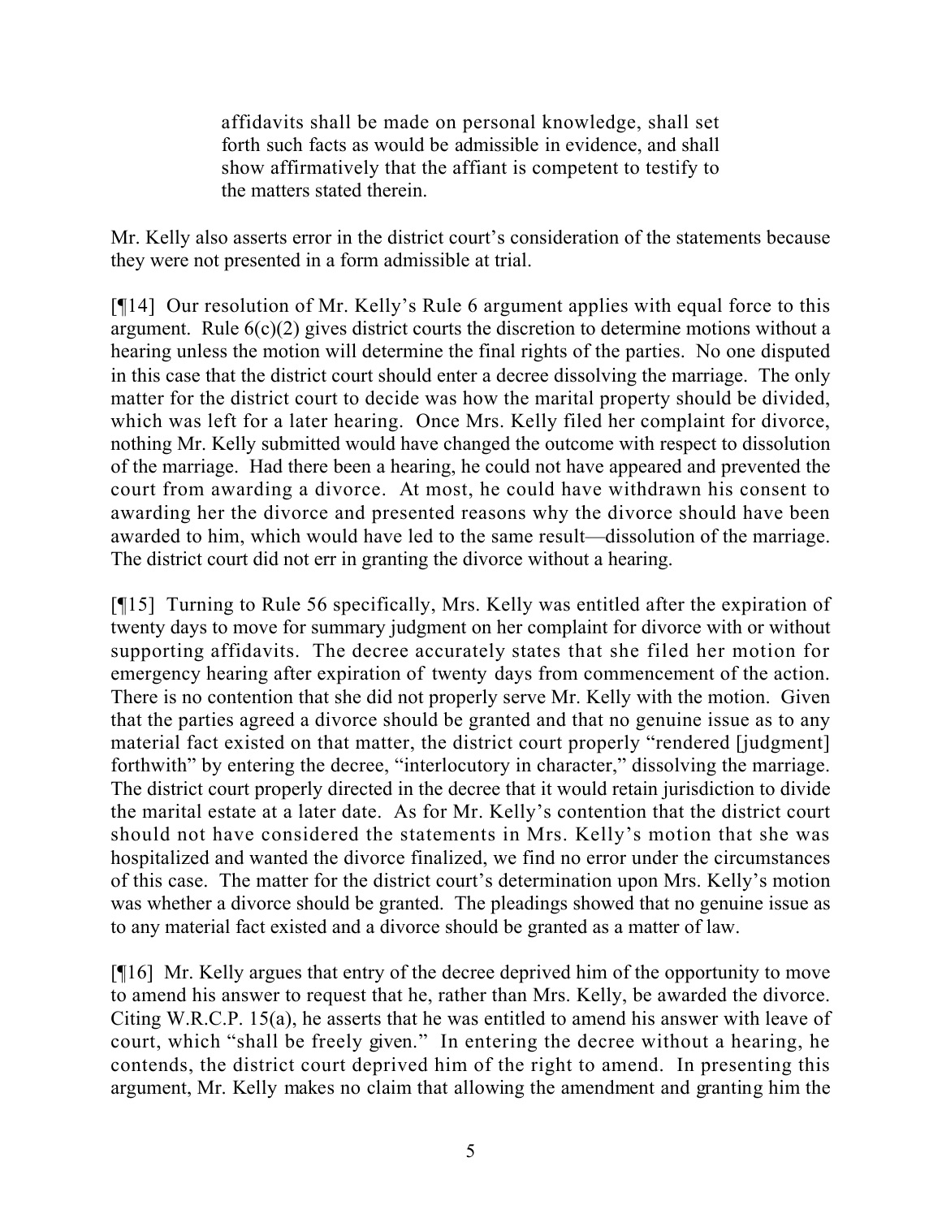> affidavits shall be made on personal knowledge, shall set forth such facts as would be admissible in evidence, and shall show affirmatively that the affiant is competent to testify to the matters stated therein.

Mr. Kelly also asserts error in the district court's consideration of the statements because they were not presented in a form admissible at trial.

[¶14] Our resolution of Mr. Kelly's Rule 6 argument applies with equal force to this argument. Rule 6(c)(2) gives district courts the discretion to determine motions without a hearing unless the motion will determine the final rights of the parties. No one disputed in this case that the district court should enter a decree dissolving the marriage. The only matter for the district court to decide was how the marital property should be divided, which was left for a later hearing. Once Mrs. Kelly filed her complaint for divorce, nothing Mr. Kelly submitted would have changed the outcome with respect to dissolution of the marriage. Had there been a hearing, he could not have appeared and prevented the court from awarding a divorce. At most, he could have withdrawn his consent to awarding her the divorce and presented reasons why the divorce should have been awarded to him, which would have led to the same result—dissolution of the marriage. The district court did not err in granting the divorce without a hearing.

[¶15] Turning to Rule 56 specifically, Mrs. Kelly was entitled after the expiration of twenty days to move for summary judgment on her complaint for divorce with or without supporting affidavits. The decree accurately states that she filed her motion for emergency hearing after expiration of twenty days from commencement of the action. There is no contention that she did not properly serve Mr. Kelly with the motion. Given that the parties agreed a divorce should be granted and that no genuine issue as to any material fact existed on that matter, the district court properly "rendered [judgment] forthwith" by entering the decree, "interlocutory in character," dissolving the marriage. The district court properly directed in the decree that it would retain jurisdiction to divide the marital estate at a later date. As for Mr. Kelly's contention that the district court should not have considered the statements in Mrs. Kelly's motion that she was hospitalized and wanted the divorce finalized, we find no error under the circumstances of this case. The matter for the district court's determination upon Mrs. Kelly's motion was whether a divorce should be granted. The pleadings showed that no genuine issue as to any material fact existed and a divorce should be granted as a matter of law.

[¶16] Mr. Kelly argues that entry of the decree deprived him of the opportunity to move to amend his answer to request that he, rather than Mrs. Kelly, be awarded the divorce. Citing W.R.C.P. 15(a), he asserts that he was entitled to amend his answer with leave of court, which "shall be freely given." In entering the decree without a hearing, he contends, the district court deprived him of the right to amend. In presenting this argument, Mr. Kelly makes no claim that allowing the amendment and granting him the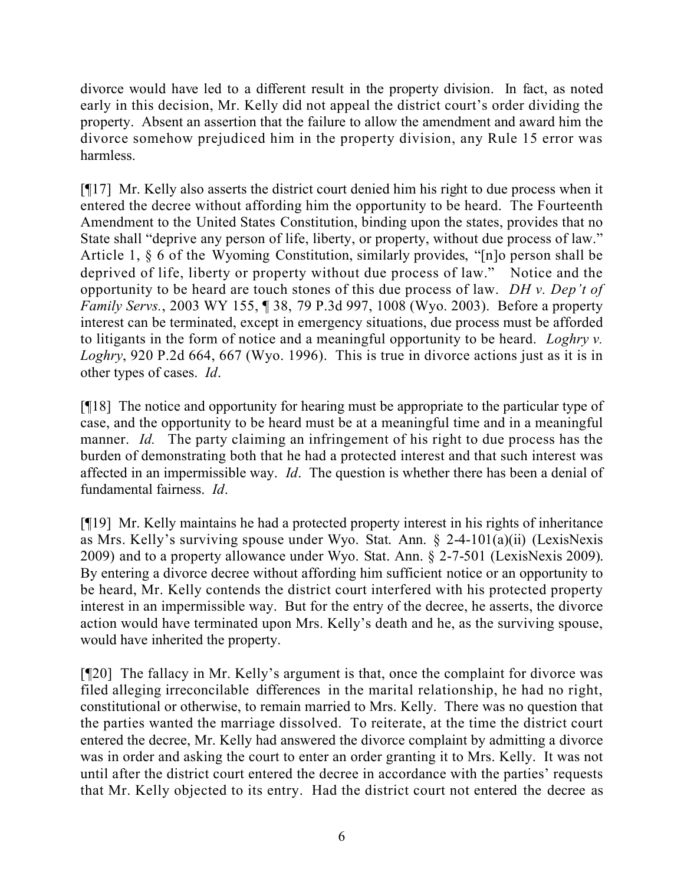divorce would have led to a different result in the property division. In fact, as noted early in this decision, Mr. Kelly did not appeal the district court's order dividing the property. Absent an assertion that the failure to allow the amendment and award him the divorce somehow prejudiced him in the property division, any Rule 15 error was harmless.

[¶17] Mr. Kelly also asserts the district court denied him his right to due process when it entered the decree without affording him the opportunity to be heard. The Fourteenth Amendment to the United States Constitution, binding upon the states, provides that no State shall "deprive any person of life, liberty, or property, without due process of law." Article 1, § 6 of the Wyoming Constitution, similarly provides, "[n]o person shall be deprived of life, liberty or property without due process of law." Notice and the opportunity to be heard are touch stones of this due process of law. *DH v. Dep't of Family Servs.*, 2003 WY 155, ¶ 38, 79 P.3d 997, 1008 (Wyo. 2003). Before a property interest can be terminated, except in emergency situations, due process must be afforded to litigants in the form of notice and a meaningful opportunity to be heard. *Loghry v. Loghry*, 920 P.2d 664, 667 (Wyo. 1996). This is true in divorce actions just as it is in other types of cases. *Id*.

[¶18] The notice and opportunity for hearing must be appropriate to the particular type of case, and the opportunity to be heard must be at a meaningful time and in a meaningful manner. *Id.* The party claiming an infringement of his right to due process has the burden of demonstrating both that he had a protected interest and that such interest was affected in an impermissible way. *Id*. The question is whether there has been a denial of fundamental fairness. *Id*.

[¶19] Mr. Kelly maintains he had a protected property interest in his rights of inheritance as Mrs. Kelly's surviving spouse under Wyo. Stat. Ann. § 2-4-101(a)(ii) (LexisNexis 2009) and to a property allowance under Wyo. Stat. Ann. § 2-7-501 (LexisNexis 2009). By entering a divorce decree without affording him sufficient notice or an opportunity to be heard, Mr. Kelly contends the district court interfered with his protected property interest in an impermissible way. But for the entry of the decree, he asserts, the divorce action would have terminated upon Mrs. Kelly's death and he, as the surviving spouse, would have inherited the property.

[¶20] The fallacy in Mr. Kelly's argument is that, once the complaint for divorce was filed alleging irreconcilable differences in the marital relationship, he had no right, constitutional or otherwise, to remain married to Mrs. Kelly. There was no question that the parties wanted the marriage dissolved. To reiterate, at the time the district court entered the decree, Mr. Kelly had answered the divorce complaint by admitting a divorce was in order and asking the court to enter an order granting it to Mrs. Kelly. It was not until after the district court entered the decree in accordance with the parties' requests that Mr. Kelly objected to its entry. Had the district court not entered the decree as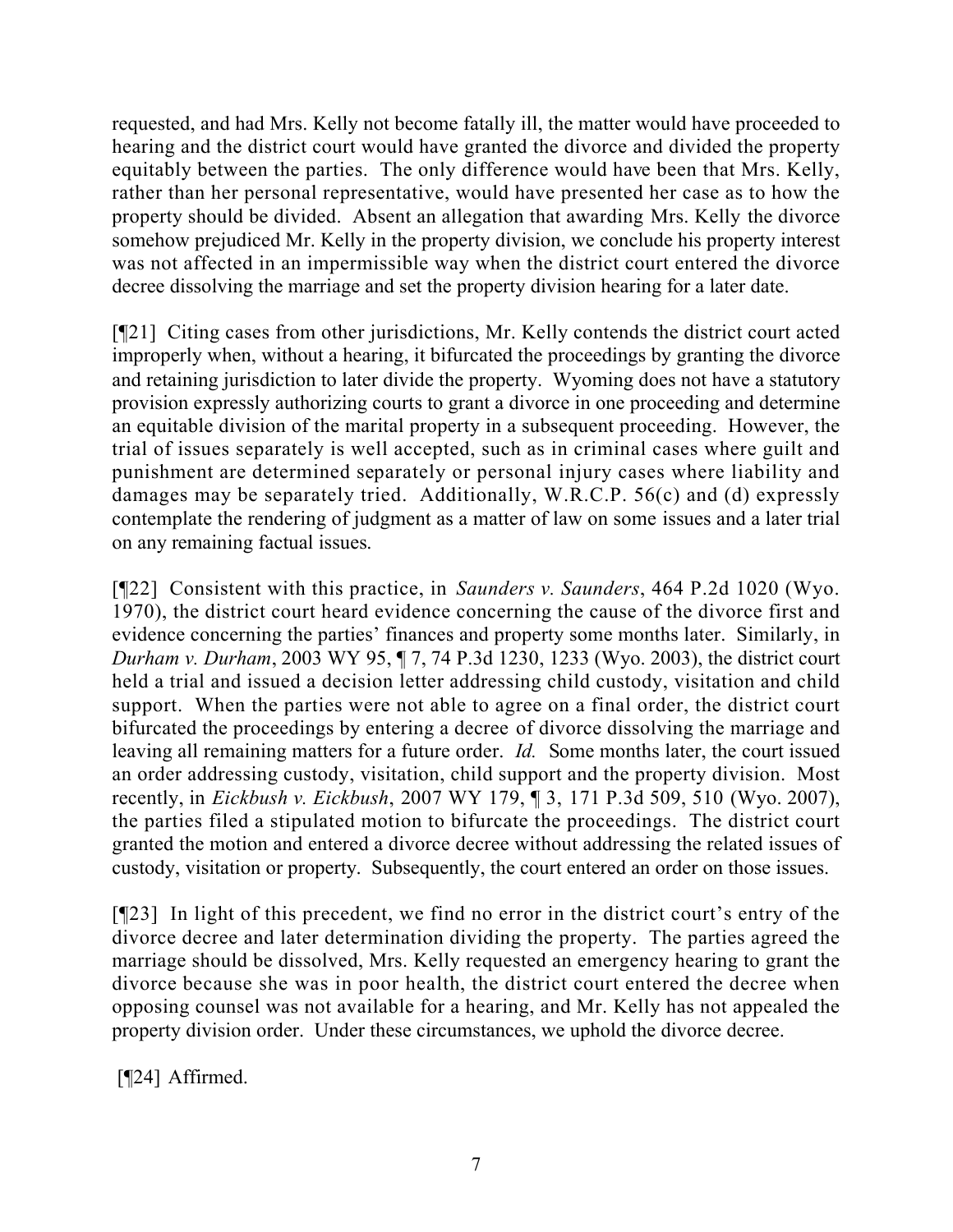requested, and had Mrs. Kelly not become fatally ill, the matter would have proceeded to hearing and the district court would have granted the divorce and divided the property equitably between the parties. The only difference would have been that Mrs. Kelly, rather than her personal representative, would have presented her case as to how the property should be divided. Absent an allegation that awarding Mrs. Kelly the divorce somehow prejudiced Mr. Kelly in the property division, we conclude his property interest was not affected in an impermissible way when the district court entered the divorce decree dissolving the marriage and set the property division hearing for a later date.

[¶21] Citing cases from other jurisdictions, Mr. Kelly contends the district court acted improperly when, without a hearing, it bifurcated the proceedings by granting the divorce and retaining jurisdiction to later divide the property. Wyoming does not have a statutory provision expressly authorizing courts to grant a divorce in one proceeding and determine an equitable division of the marital property in a subsequent proceeding. However, the trial of issues separately is well accepted, such as in criminal cases where guilt and punishment are determined separately or personal injury cases where liability and damages may be separately tried. Additionally, W.R.C.P. 56(c) and (d) expressly contemplate the rendering of judgment as a matter of law on some issues and a later trial on any remaining factual issues.

[¶22] Consistent with this practice, in *Saunders v. Saunders*, 464 P.2d 1020 (Wyo. 1970), the district court heard evidence concerning the cause of the divorce first and evidence concerning the parties' finances and property some months later. Similarly, in *Durham v. Durham*, 2003 WY 95, ¶ 7, 74 P.3d 1230, 1233 (Wyo. 2003), the district court held a trial and issued a decision letter addressing child custody, visitation and child support. When the parties were not able to agree on a final order, the district court bifurcated the proceedings by entering a decree of divorce dissolving the marriage and leaving all remaining matters for a future order. *Id.* Some months later, the court issued an order addressing custody, visitation, child support and the property division. Most recently, in *Eickbush v. Eickbush*, 2007 WY 179, ¶ 3, 171 P.3d 509, 510 (Wyo. 2007), the parties filed a stipulated motion to bifurcate the proceedings. The district court granted the motion and entered a divorce decree without addressing the related issues of custody, visitation or property. Subsequently, the court entered an order on those issues.

[¶23] In light of this precedent, we find no error in the district court's entry of the divorce decree and later determination dividing the property. The parties agreed the marriage should be dissolved, Mrs. Kelly requested an emergency hearing to grant the divorce because she was in poor health, the district court entered the decree when opposing counsel was not available for a hearing, and Mr. Kelly has not appealed the property division order. Under these circumstances, we uphold the divorce decree.

[¶24] Affirmed.